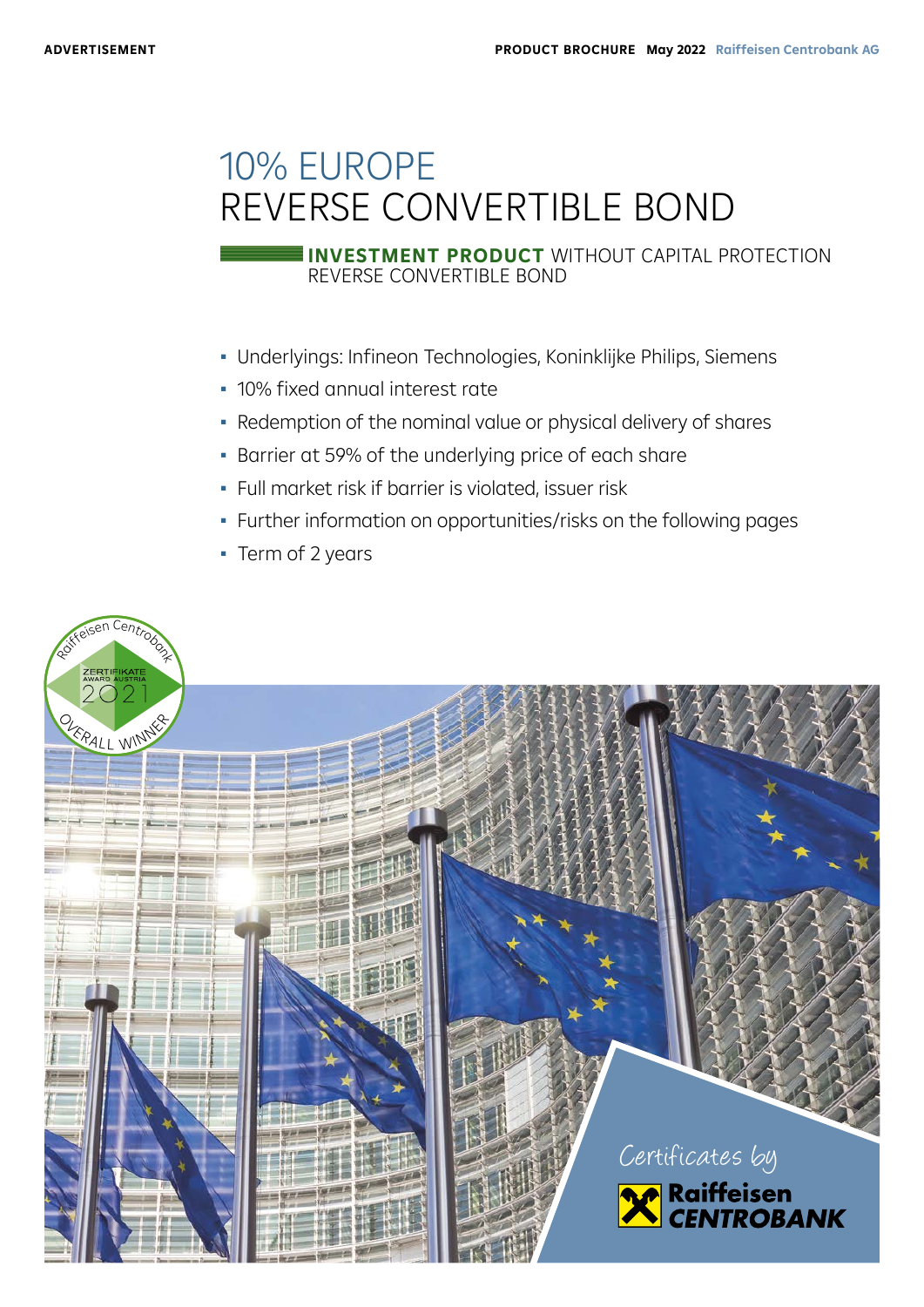ADVERTISEMENT

PRODUCT BROCHURE May 2022 Raiffeisen Centrobank AG

# 10% EUROPE REVERSE CONVERTIBLE BOND

**INVESTMENT PRODUCT** WITHOUT CAPITAL PROTECTION
REVERSE CONVERTIBLE BOND

- Underlyings: Infineon Technologies, Koninklijke Philips, Siemens
- 10% fixed annual interest rate
- Redemption of the nominal value or physical delivery of shares
- Barrier at 59% of the underlying price of each share
- Full market risk if barrier is violated, issuer risk
- Further information on opportunities/risks on the following pages
- Term of 2 years

Raiffeisen Centrobank ZERTIFIKATE AWARD AUSTRIA 2021 OVERALL WINNER

Certificates by Raiffeisen CENTROBANK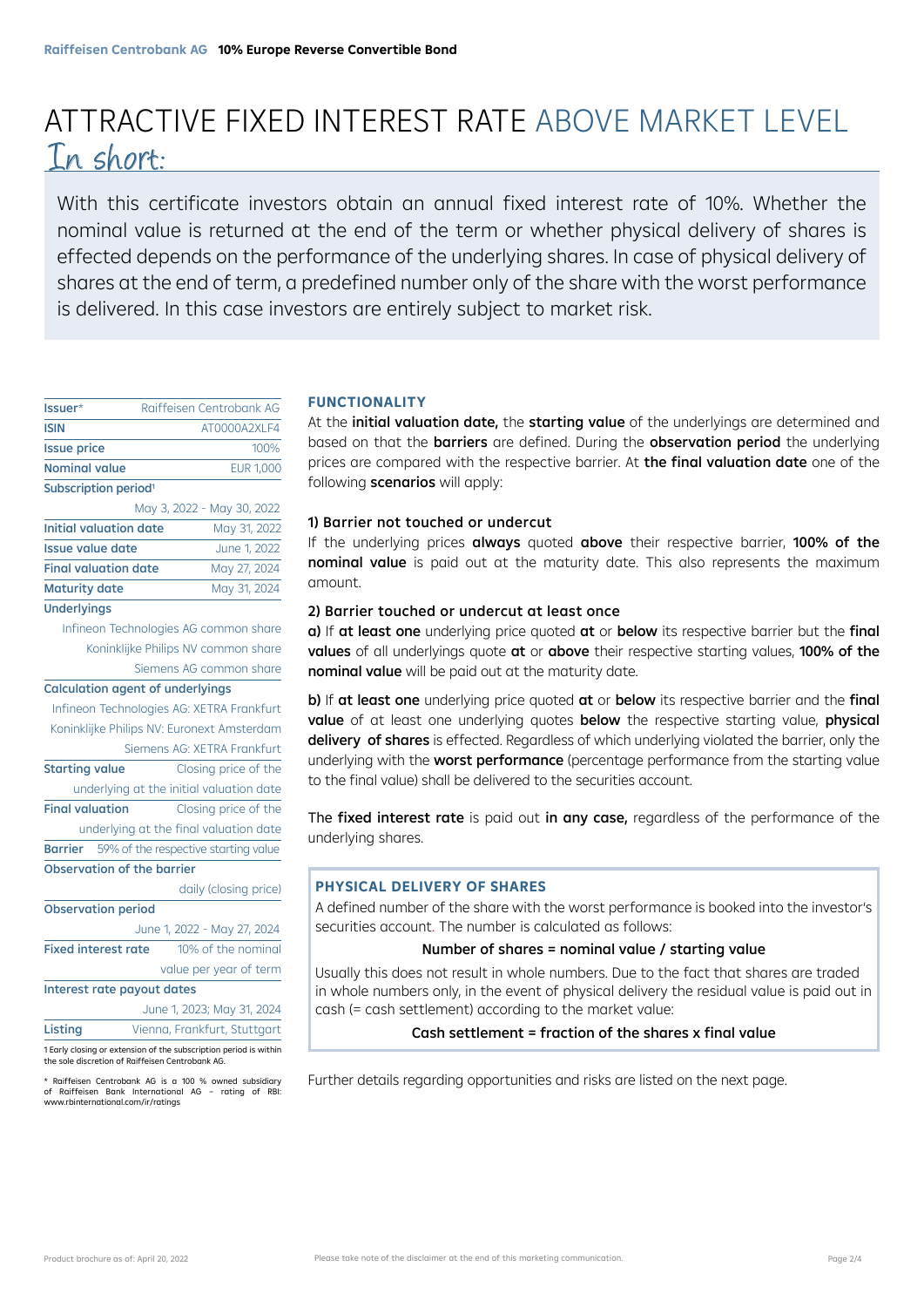# ATTRACTIVE FIXED INTEREST RATE ABOVE MARKET LEVEL

## In short:

With this certificate investors obtain an annual fixed interest rate of 10%. Whether the nominal value is returned at the end of the term or whether physical delivery of shares is effected depends on the performance of the underlying shares. In case of physical delivery of shares at the end of term, a predefined number only of the share with the worst performance is delivered. In this case investors are entirely subject to market risk.

| | |
|---|---|
| **Issuer*** | Raiffeisen Centrobank AG |
| **ISIN** | AT0000A2XLF4 |
| **Issue price** | 100% |
| **Nominal value** | EUR 1,000 |
| **Subscription period**[1] | May 3, 2022 - May 30, 2022 |
| **Initial valuation date** | May 31, 2022 |
| **Issue value date** | June 1, 2022 |
| **Final valuation date** | May 27, 2024 |
| **Maturity date** | May 31, 2024 |
| **Underlyings** | Infineon Technologies AG common share<br>Koninklijke Philips NV common share<br>Siemens AG common share |
| **Calculation agent of underlyings** | Infineon Technologies AG: XETRA Frankfurt<br>Koninklijke Philips NV: Euronext Amsterdam<br>Siemens AG: XETRA Frankfurt |
| **Starting value** | Closing price of the underlying at the initial valuation date |
| **Final valuation** | Closing price of the underlying at the final valuation date |
| **Barrier** | 59% of the respective starting value |
| **Observation of the barrier** | daily (closing price) |
| **Observation period** | June 1, 2022 - May 27, 2024 |
| **Fixed interest rate** | 10% of the nominal value per year of term |
| **Interest rate payout dates** | June 1, 2023; May 31, 2024 |
| **Listing** | Vienna, Frankfurt, Stuttgart |

1 Early closing or extension of the subscription period is within the sole discretion of Raiffeisen Centrobank AG.

* Raiffeisen Centrobank AG is a 100 % owned subsidiary of Raiffeisen Bank International AG – rating of RBI: www.rbinternational.com/ir/ratings

### FUNCTIONALITY

At the **initial valuation date,** the **starting value** of the underlyings are determined and based on that the **barriers** are defined. During the **observation period** the underlying prices are compared with the respective barrier. At **the final valuation date** one of the following **scenarios** will apply:

**1) Barrier not touched or undercut**

If the underlying prices **always** quoted **above** their respective barrier, **100% of the nominal value** is paid out at the maturity date. This also represents the maximum amount.

**2) Barrier touched or undercut at least once**

**a)** If **at least one** underlying price quoted **at** or **below** its respective barrier but the **final values** of all underlyings quote **at** or **above** their respective starting values, **100% of the nominal value** will be paid out at the maturity date.

**b)** If **at least one** underlying price quoted **at** or **below** its respective barrier and the **final value** of at least one underlying quotes **below** the respective starting value, **physical delivery of shares** is effected. Regardless of which underlying violated the barrier, only the underlying with the **worst performance** (percentage performance from the starting value to the final value) shall be delivered to the securities account.

The **fixed interest rate** is paid out **in any case,** regardless of the performance of the underlying shares.

### PHYSICAL DELIVERY OF SHARES

A defined number of the share with the worst performance is booked into the investor's securities account. The number is calculated as follows:

**Number of shares = nominal value / starting value**

Usually this does not result in whole numbers. Due to the fact that shares are traded in whole numbers only, in the event of physical delivery the residual value is paid out in cash (= cash settlement) according to the market value:

**Cash settlement = fraction of the shares x final value**

Further details regarding opportunities and risks are listed on the next page.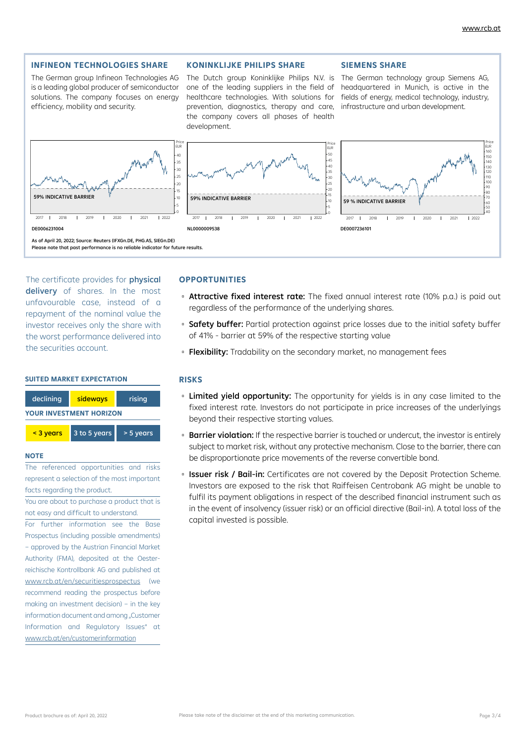### INFINEON TECHNOLOGIES SHARE

The German group Infineon Technologies AG is a leading global producer of semiconductor solutions. The company focuses on energy efficiency, mobility and security.

59% INDICATIVE BARRIER

DE0006231004

### KONINKLIJKE PHILIPS SHARE

The Dutch group Koninklijke Philips N.V. is one of the leading suppliers in the field of healthcare technologies. With solutions for prevention, diagnostics, therapy and care, the company covers all phases of health development.

59% INDICATIVE BARRIER

NL0000009538

### SIEMENS SHARE

The German technology group Siemens AG, headquartered in Munich, is active in the fields of energy, medical technology, industry, infrastructure and urban development.

59 % INDICATIVE BARRIER

DE0007236101

As of April 20, 2022; Source: Reuters (IFXGn.DE, PHG.AS, SIEGn.DE)
**Please note that past performance is no reliable indicator for future results.**

The certificate provides for **physical delivery** of shares. In the most unfavourable case, instead of a repayment of the nominal value the investor receives only the share with the worst performance delivered into the securities account.

#### SUITED MARKET EXPECTATION

| declining | **sideways** | rising |
|---|---|---|

#### YOUR INVESTMENT HORIZON

| **< 3 years** | 3 to 5 years | > 5 years |
|---|---|---|

#### NOTE

The referenced opportunities and risks represent a selection of the most important facts regarding the product.

You are about to purchase a product that is not easy and difficult to understand.

For further information see the Base Prospectus (including possible amendments) – approved by the Austrian Financial Market Authority (FMA), deposited at the Oesterreichische Kontrollbank AG and published at www.rcb.at/en/securitiesprospectus (we recommend reading the prospectus before making an investment decision) – in the key information document and among „Customer Information and Regulatory Issues" at www.rcb.at/en/customerinformation

### OPPORTUNITIES

- **Attractive fixed interest rate:** The fixed annual interest rate (10% p.a.) is paid out regardless of the performance of the underlying shares.
- **Safety buffer:** Partial protection against price losses due to the initial safety buffer of 41% - barrier at 59% of the respective starting value
- **Flexibility:** Tradability on the secondary market, no management fees

### RISKS

- **Limited yield opportunity:** The opportunity for yields is in any case limited to the fixed interest rate. Investors do not participate in price increases of the underlyings beyond their respective starting values.
- **Barrier violation:** If the respective barrier is touched or undercut, the investor is entirely subject to market risk, without any protective mechanism. Close to the barrier, there can be disproportionate price movements of the reverse convertible bond.
- **Issuer risk / Bail-in:** Certificates are not covered by the Deposit Protection Scheme. Investors are exposed to the risk that Raiffeisen Centrobank AG might be unable to fulfil its payment obligations in respect of the described financial instrument such as in the event of insolvency (issuer risk) or an official directive (Bail-in). A total loss of the capital invested is possible.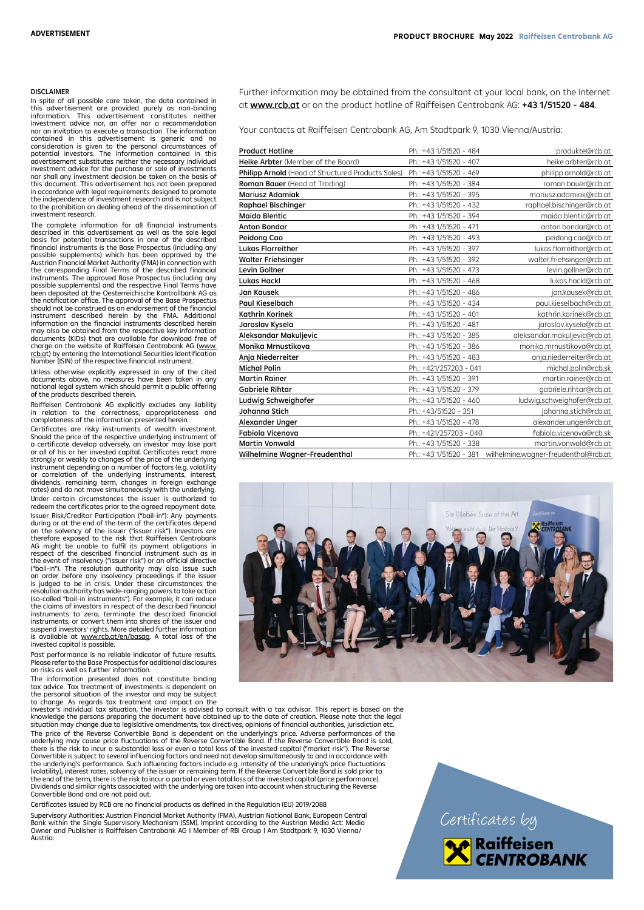ADVERTISEMENT

PRODUCT BROCHURE May 2022 Raiffeisen Centrobank AG

### DISCLAIMER

In spite of all possible care taken, the data contained in this advertisement are provided purely as non-binding information. This advertisement constitutes neither investment advice nor, an offer nor a recommendation nor an invitation to execute a transaction. The information contained in this advertisement is generic and no consideration is given to the personal circumstances of potential investors. The information contained in this advertisement substitutes neither the necessary individual investment advice for the purchase or sale of investments nor shall any investment decision be taken on the basis of this document. This advertisement has not been prepared in accordance with legal requirements designed to promote the independence of investment research and is not subject to the prohibition on dealing ahead of the dissemination of investment research.

The complete information for all financial instruments described in this advertisement as well as the sole legal basis for potential transactions in one of the described financial instruments is the Base Prospectus (including any possible supplements) which has been approved by the Austrian Financial Market Authority (FMA) in connection with the corresponding Final Terms of the described financial instruments. The approved Base Prospectus (including any possible supplements) and the respective Final Terms have been deposited at the Oesterreichische Kontrollbank AG as the notification office. The approval of the Base Prospectus should not be construed as an endorsement of the financial instrument described herein by the FMA. Additional information on the financial instruments described herein may also be obtained from the respective key information documents (KIDs) that are available for download free of charge on the website of Raiffeisen Centrobank AG (www.rcb.at) by entering the International Securities Identification Number (ISIN) of the respective financial instrument.

Unless otherwise explicitly expressed in any of the cited documents above, no measures have been taken in any national legal system which should permit a public offering of the products described therein.

Raiffeisen Centrobank AG explicitly excludes any liability in relation to the correctness, appropriateness and completeness of the information presented herein.

Certificates are risky instruments of wealth investment. Should the price of the respective underlying instrument of a certificate develop adversely, an investor may lose part or all of his or her invested capital. Certificates react more strongly or weakly to changes of the price of the underlying instrument depending on a number of factors (e.g. volatility or correlation of the underlying instruments, interest, dividends, remaining term, changes in foreign exchange rates) and do not move simultaneously with the underlying.

Under certain circumstances the issuer is authorized to redeem the certificates prior to the agreed repayment date.

Issuer Risk/Creditor Participation ("bail-in"): Any payments during or at the end of the term of the certificates depend on the solvency of the issuer ("issuer risk"). Investors are therefore exposed to the risk that Raiffeisen Centrobank AG might be unable to fulfil its payment obligations in respect of the described financial instrument such as in the event of insolvency ("issuer risk") or an official directive ("bail-in"). The resolution authority may also issue such an order before any insolvency proceedings if the issuer is judged to be in crisis. Under these circumstances the resolution authority has wide-ranging powers to take action (so-called "bail-in instruments"). For example, it can reduce the claims of investors in respect of the described financial instruments to zero, terminate the described financial instruments, or convert them into shares of the issuer and suspend investors' rights. More detailed further information is available at www.rcb.at/en/basag. A total loss of the invested capital is possible.

Past performance is no reliable indicator of future results. Please refer to the Base Prospectus for additional disclosures on risks as well as further information.

The information presented does not constitute binding tax advice. Tax treatment of investments is dependent on the personal situation of the investor and may be subject to change. As regards tax treatment and impact on the investor's individual tax situation, the investor is advised to consult with a tax advisor. This report is based on the knowledge the persons preparing the document have obtained up to the date of creation. Please note that the legal situation may change due to legislative amendments, tax directives, opinions of financial authorities, jurisdiction etc.

The price of the Reverse Convertible Bond is dependent on the underlying's price. Adverse performances of the underlying may cause price fluctuations of the Reverse Convertible Bond. If the Reverse Convertible Bond is sold, there is the risk to incur a substantial loss or even a total loss of the invested capital ("market risk"). The Reverse Convertible is subject to several influencing factors and need not develop simultaneously to and in accordance with the underlying's performance. Such influencing factors include e.g. intensity of the underlying's price fluctuations (volatility), interest rates, solvency of the issuer or remaining term. If the Reverse Convertible Bond is sold prior to the end of the term, there is the risk to incur a partial or even total loss of the invested capital (price performance). Dividends and similar rights associated with the underlying are taken into account when structuring the Reverse Convertible Bond and are not paid out.

Certificates issued by RCB are no financial products as defined in the Regulation (EU) 2019/2088

Supervisory Authorities: Austrian Financial Market Authority (FMA), Austrian National Bank, European Central Bank within the Single Supervisory Mechanism (SSM). Imprint according to the Austrian Media Act: Media Owner and Publisher is Raiffeisen Centrobank AG I Member of RBI Group I Am Stadtpark 9, 1030 Vienna/ Austria.

Further information may be obtained from the consultant at your local bank, on the Internet at **www.rcb.at** or on the product hotline of Raiffeisen Centrobank AG: **+43 1/51520 - 484**.

Your contacts at Raiffeisen Centrobank AG, Am Stadtpark 9, 1030 Vienna/Austria:

| | | |
|---|---|---|
| **Product Hotline** | Ph.: +43 1/51520 - 484 | produkte@rcb.at |
| **Heike Arbter** (Member of the Board) | Ph.: +43 1/51520 - 407 | heike.arbter@rcb.at |
| **Philipp Arnold** (Head of Structured Products Sales) | Ph.: +43 1/51520 - 469 | philipp.arnold@rcb.at |
| **Roman Bauer** (Head of Trading) | Ph.: +43 1/51520 - 384 | roman.bauer@rcb.at |
| **Mariusz Adamiak** | Ph.: +43 1/51520 - 395 | mariusz.adamiak@rcb.at |
| **Raphael Bischinger** | Ph.: +43 1/51520 - 432 | raphael.bischinger@rcb.at |
| **Maida Blentic** | Ph.: +43 1/51520 - 394 | maida.blentic@rcb.at |
| **Anton Bondar** | Ph.: +43 1/51520 - 471 | anton.bondar@rcb.at |
| **Peidong Cao** | Ph.: +43 1/51520 - 493 | peidong.cao@rcb.at |
| **Lukas Florreither** | Ph.: +43 1/51520 - 397 | lukas.florreither@rcb.at |
| **Walter Friehsinger** | Ph.: +43 1/51520 - 392 | walter.friehsinger@rcb.at |
| **Levin Gollner** | Ph.: +43 1/51520 - 473 | levin.gollner@rcb.at |
| **Lukas Hackl** | Ph.: +43 1/51520 - 468 | lukas.hackl@rcb.at |
| **Jan Kausek** | Ph.: +43 1/51520 - 486 | jan.kausek@rcb.at |
| **Paul Kieselbach** | Ph.: +43 1/51520 - 434 | paul.kieselbach@rcb.at |
| **Kathrin Korinek** | Ph.: +43 1/51520 - 401 | kathrin.korinek@rcb.at |
| **Jaroslav Kysela** | Ph.: +43 1/51520 - 481 | jaroslav.kysela@rcb.at |
| **Aleksandar Makuljevic** | Ph.: +43 1/51520 - 385 | aleksandar.makuljevic@rcb.at |
| **Monika Mrnustikova** | Ph.: +43 1/51520 - 386 | monika.mrnustikova@rcb.at |
| **Anja Niederreiter** | Ph.: +43 1/51520 - 483 | anja.niederreiter@rcb.at |
| **Michal Polin** | Ph.: +421/257203 - 041 | michal.polin@rcb.sk |
| **Martin Rainer** | Ph.: +43 1/51520 - 391 | martin.rainer@rcb.at |
| **Gabriele Rihtar** | Ph.: +43 1/51520 - 379 | gabriele.rihtar@rcb.at |
| **Ludwig Schweighofer** | Ph.: +43 1/51520 - 460 | ludwig.schweighofer@rcb.at |
| **Johanna Stich** | Ph.: +43/51520 - 351 | johanna.stich@rcb.at |
| **Alexander Unger** | Ph.: +43 1/51520 - 478 | alexander.unger@rcb.at |
| **Fabiola Vicenova** | Ph.: +421/257203 - 040 | fabiola.vicenova@rcb.sk |
| **Martin Vonwald** | Ph.: +43 1/51520 - 338 | martin.vonwald@rcb.at |
| **Wilhelmine Wagner-Freudenthal** | Ph.: +43 1/51520 - 381 | wilhelmine.wagner-freudenthal@rcb.at |

Certificates by

Raiffeisen CENTROBANK